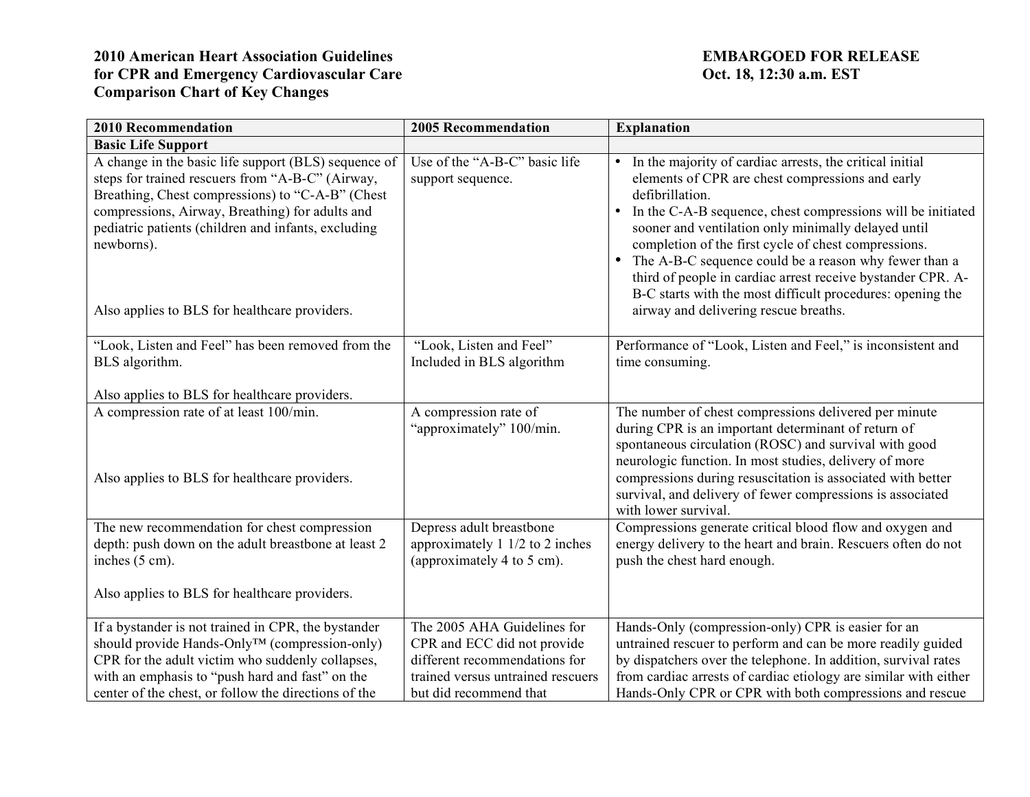**2010 American Heart Association Guidelines for CPR and Emergency Cardiovascular Care Comparison Chart of Key Changes**

**EMBARGOED FOR RELEASE Oct. 18, 12:30 a.m. EST**

| 2010 Recommendation | 2005 Recommendation | Explanation |
|---|---|---|
| **Basic Life Support** | | |
| A change in the basic life support (BLS) sequence of steps for trained rescuers from "A-B-C" (Airway, Breathing, Chest compressions) to "C-A-B" (Chest compressions, Airway, Breathing) for adults and pediatric patients (children and infants, excluding newborns).<br><br>Also applies to BLS for healthcare providers. | Use of the "A-B-C" basic life support sequence. | • In the majority of cardiac arrests, the critical initial elements of CPR are chest compressions and early defibrillation.<br>• In the C-A-B sequence, chest compressions will be initiated sooner and ventilation only minimally delayed until completion of the first cycle of chest compressions.<br>• The A-B-C sequence could be a reason why fewer than a third of people in cardiac arrest receive bystander CPR. A-B-C starts with the most difficult procedures: opening the airway and delivering rescue breaths. |
| "Look, Listen and Feel" has been removed from the BLS algorithm.<br><br>Also applies to BLS for healthcare providers. | "Look, Listen and Feel" Included in BLS algorithm | Performance of "Look, Listen and Feel," is inconsistent and time consuming. |
| A compression rate of at least 100/min.<br><br>Also applies to BLS for healthcare providers. | A compression rate of "approximately" 100/min. | The number of chest compressions delivered per minute during CPR is an important determinant of return of spontaneous circulation (ROSC) and survival with good neurologic function. In most studies, delivery of more compressions during resuscitation is associated with better survival, and delivery of fewer compressions is associated with lower survival. |
| The new recommendation for chest compression depth: push down on the adult breastbone at least 2 inches (5 cm).<br><br>Also applies to BLS for healthcare providers. | Depress adult breastbone approximately 1 1/2 to 2 inches (approximately 4 to 5 cm). | Compressions generate critical blood flow and oxygen and energy delivery to the heart and brain. Rescuers often do not push the chest hard enough. |
| If a bystander is not trained in CPR, the bystander should provide Hands-Only™ (compression-only) CPR for the adult victim who suddenly collapses, with an emphasis to "push hard and fast" on the center of the chest, or follow the directions of the | The 2005 AHA Guidelines for CPR and ECC did not provide different recommendations for trained versus untrained rescuers but did recommend that | Hands-Only (compression-only) CPR is easier for an untrained rescuer to perform and can be more readily guided by dispatchers over the telephone. In addition, survival rates from cardiac arrests of cardiac etiology are similar with either Hands-Only CPR or CPR with both compressions and rescue |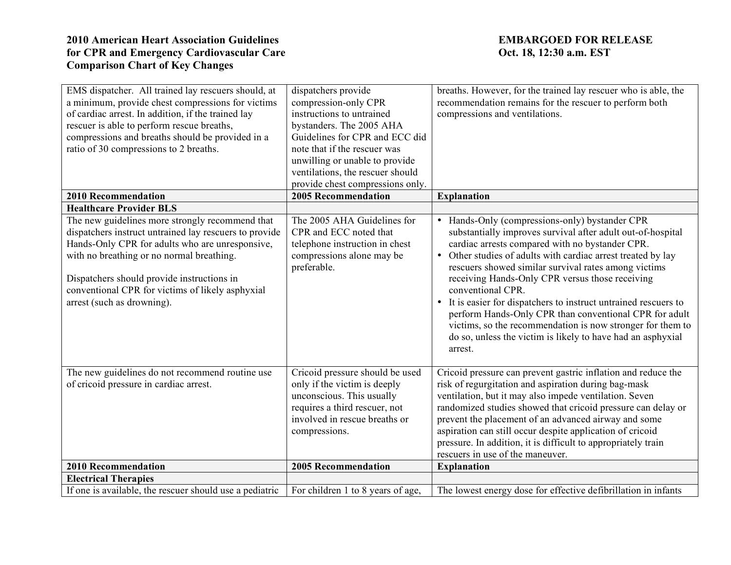| 2010 Recommendation | 2005 Recommendation | Explanation |
|---|---|---|
| EMS dispatcher. All trained lay rescuers should, at a minimum, provide chest compressions for victims of cardiac arrest. In addition, if the trained lay rescuer is able to perform rescue breaths, compressions and breaths should be provided in a ratio of 30 compressions to 2 breaths. | dispatchers provide compression-only CPR instructions to untrained bystanders. The 2005 AHA Guidelines for CPR and ECC did note that if the rescuer was unwilling or unable to provide ventilations, the rescuer should provide chest compressions only. | breaths. However, for the trained lay rescuer who is able, the recommendation remains for the rescuer to perform both compressions and ventilations. |
| **2010 Recommendation** | **2005 Recommendation** | **Explanation** |
| **Healthcare Provider BLS** | | |
| The new guidelines more strongly recommend that dispatchers instruct untrained lay rescuers to provide Hands-Only CPR for adults who are unresponsive, with no breathing or no normal breathing.<br><br>Dispatchers should provide instructions in conventional CPR for victims of likely asphyxial arrest (such as drowning). | The 2005 AHA Guidelines for CPR and ECC noted that telephone instruction in chest compressions alone may be preferable. | • Hands-Only (compressions-only) bystander CPR substantially improves survival after adult out-of-hospital cardiac arrests compared with no bystander CPR.<br>• Other studies of adults with cardiac arrest treated by lay rescuers showed similar survival rates among victims receiving Hands-Only CPR versus those receiving conventional CPR.<br>• It is easier for dispatchers to instruct untrained rescuers to perform Hands-Only CPR than conventional CPR for adult victims, so the recommendation is now stronger for them to do so, unless the victim is likely to have had an asphyxial arrest. |
| The new guidelines do not recommend routine use of cricoid pressure in cardiac arrest. | Cricoid pressure should be used only if the victim is deeply unconscious. This usually requires a third rescuer, not involved in rescue breaths or compressions. | Cricoid pressure can prevent gastric inflation and reduce the risk of regurgitation and aspiration during bag-mask ventilation, but it may also impede ventilation. Seven randomized studies showed that cricoid pressure can delay or prevent the placement of an advanced airway and some aspiration can still occur despite application of cricoid pressure. In addition, it is difficult to appropriately train rescuers in use of the maneuver. |
| **2010 Recommendation** | **2005 Recommendation** | **Explanation** |
| **Electrical Therapies** | | |
| If one is available, the rescuer should use a pediatric | For children 1 to 8 years of age, | The lowest energy dose for effective defibrillation in infants |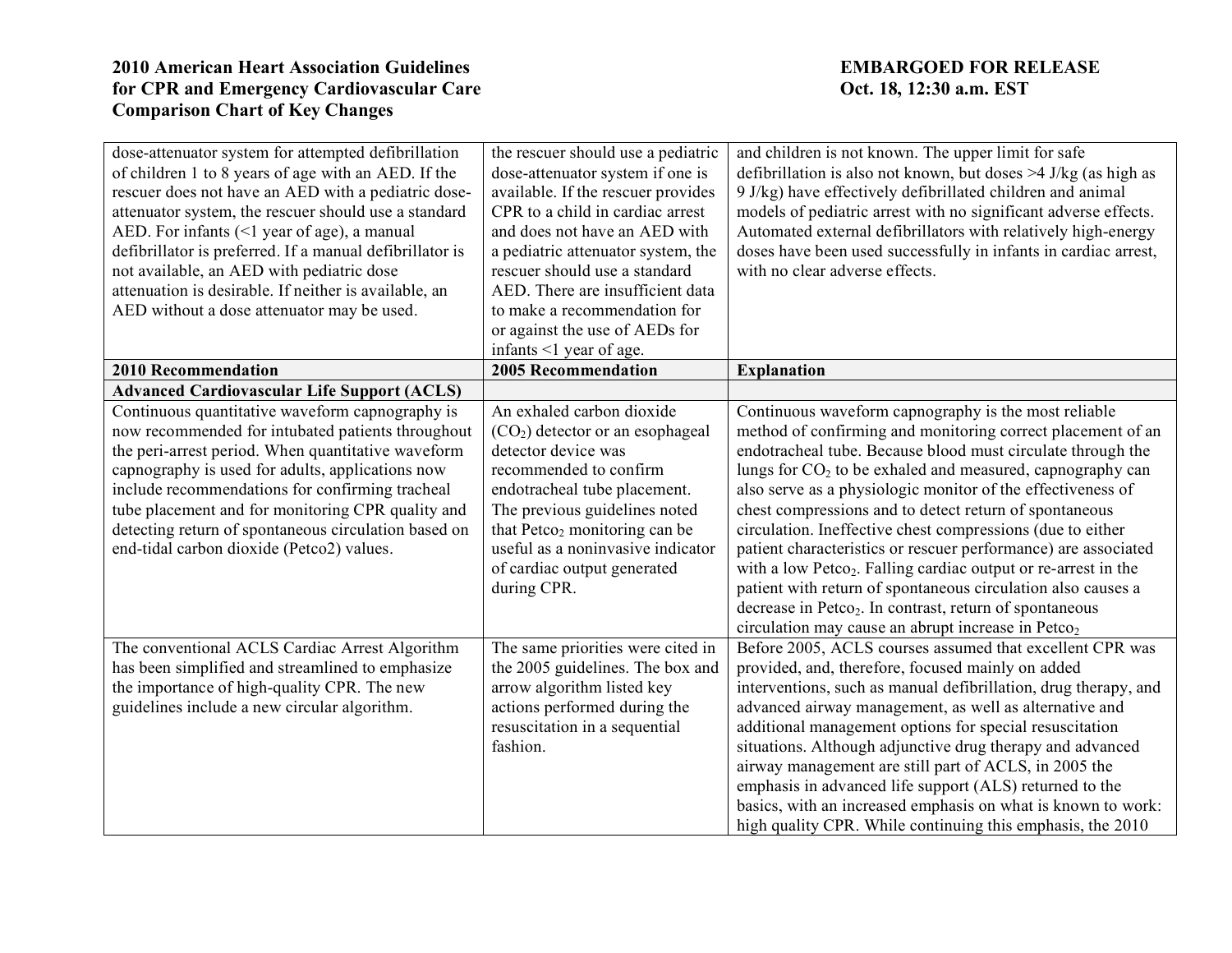| | | |
|---|---|---|
| dose-attenuator system for attempted defibrillation of children 1 to 8 years of age with an AED. If the rescuer does not have an AED with a pediatric dose-attenuator system, the rescuer should use a standard AED. For infants (<1 year of age), a manual defibrillator is preferred. If a manual defibrillator is not available, an AED with pediatric dose attenuation is desirable. If neither is available, an AED without a dose attenuator may be used. | the rescuer should use a pediatric dose-attenuator system if one is available. If the rescuer provides CPR to a child in cardiac arrest and does not have an AED with a pediatric attenuator system, the rescuer should use a standard AED. There are insufficient data to make a recommendation for or against the use of AEDs for infants <1 year of age. | and children is not known. The upper limit for safe defibrillation is also not known, but doses >4 J/kg (as high as 9 J/kg) have effectively defibrillated children and animal models of pediatric arrest with no significant adverse effects. Automated external defibrillators with relatively high-energy doses have been used successfully in infants in cardiac arrest, with no clear adverse effects. |
| **2010 Recommendation** | **2005 Recommendation** | **Explanation** |
| **Advanced Cardiovascular Life Support (ACLS)** | | |
| Continuous quantitative waveform capnography is now recommended for intubated patients throughout the peri-arrest period. When quantitative waveform capnography is used for adults, applications now include recommendations for confirming tracheal tube placement and for monitoring CPR quality and detecting return of spontaneous circulation based on end-tidal carbon dioxide (Petco2) values. | An exhaled carbon dioxide ($CO_2$) detector or an esophageal detector device was recommended to confirm endotracheal tube placement. The previous guidelines noted that $Petco_2$ monitoring can be useful as a noninvasive indicator of cardiac output generated during CPR. | Continuous waveform capnography is the most reliable method of confirming and monitoring correct placement of an endotracheal tube. Because blood must circulate through the lungs for $CO_2$ to be exhaled and measured, capnography can also serve as a physiologic monitor of the effectiveness of chest compressions and to detect return of spontaneous circulation. Ineffective chest compressions (due to either patient characteristics or rescuer performance) are associated with a low $Petco_2$. Falling cardiac output or re-arrest in the patient with return of spontaneous circulation also causes a decrease in $Petco_2$. In contrast, return of spontaneous circulation may cause an abrupt increase in $Petco_2$ |
| The conventional ACLS Cardiac Arrest Algorithm has been simplified and streamlined to emphasize the importance of high-quality CPR. The new guidelines include a new circular algorithm. | The same priorities were cited in the 2005 guidelines. The box and arrow algorithm listed key actions performed during the resuscitation in a sequential fashion. | Before 2005, ACLS courses assumed that excellent CPR was provided, and, therefore, focused mainly on added interventions, such as manual defibrillation, drug therapy, and advanced airway management, as well as alternative and additional management options for special resuscitation situations. Although adjunctive drug therapy and advanced airway management are still part of ACLS, in 2005 the emphasis in advanced life support (ALS) returned to the basics, with an increased emphasis on what is known to work: high quality CPR. While continuing this emphasis, the 2010 |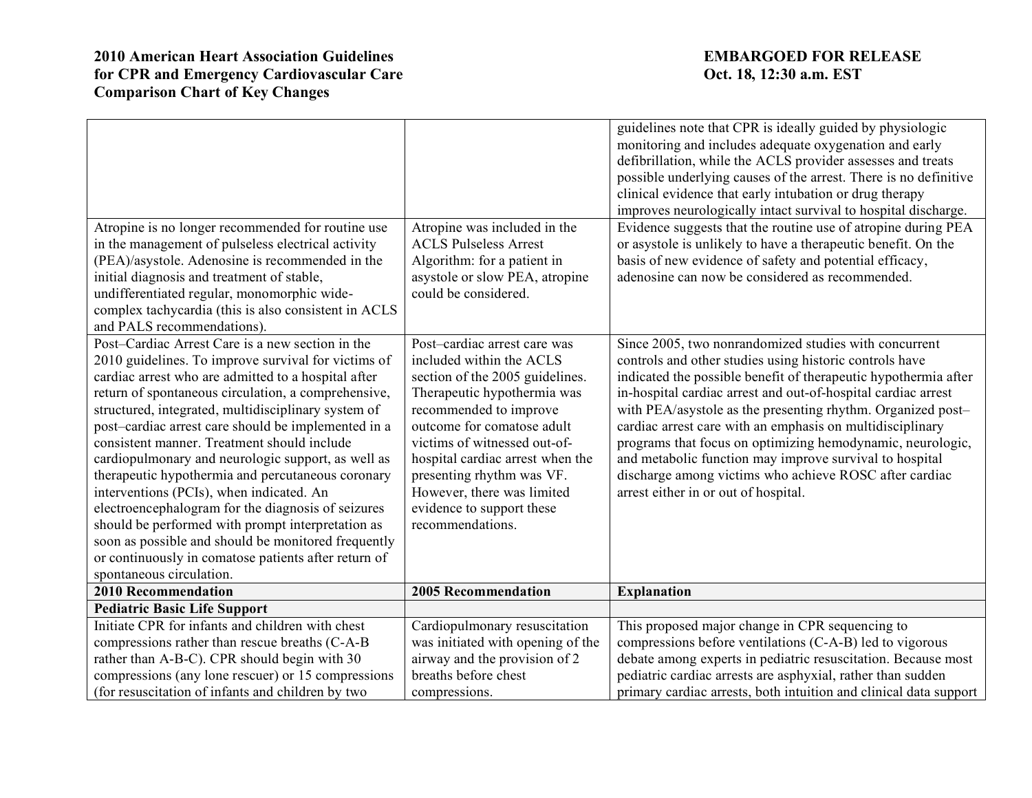| | | |
|---|---|---|
| | | guidelines note that CPR is ideally guided by physiologic monitoring and includes adequate oxygenation and early defibrillation, while the ACLS provider assesses and treats possible underlying causes of the arrest. There is no definitive clinical evidence that early intubation or drug therapy improves neurologically intact survival to hospital discharge. |
| Atropine is no longer recommended for routine use in the management of pulseless electrical activity (PEA)/asystole. Adenosine is recommended in the initial diagnosis and treatment of stable, undifferentiated regular, monomorphic wide-complex tachycardia (this is also consistent in ACLS and PALS recommendations). | Atropine was included in the ACLS Pulseless Arrest Algorithm: for a patient in asystole or slow PEA, atropine could be considered. | Evidence suggests that the routine use of atropine during PEA or asystole is unlikely to have a therapeutic benefit. On the basis of new evidence of safety and potential efficacy, adenosine can now be considered as recommended. |
| Post–Cardiac Arrest Care is a new section in the 2010 guidelines. To improve survival for victims of cardiac arrest who are admitted to a hospital after return of spontaneous circulation, a comprehensive, structured, integrated, multidisciplinary system of post–cardiac arrest care should be implemented in a consistent manner. Treatment should include cardiopulmonary and neurologic support, as well as therapeutic hypothermia and percutaneous coronary interventions (PCIs), when indicated. An electroencephalogram for the diagnosis of seizures should be performed with prompt interpretation as soon as possible and should be monitored frequently or continuously in comatose patients after return of spontaneous circulation. | Post–cardiac arrest care was included within the ACLS section of the 2005 guidelines. Therapeutic hypothermia was recommended to improve outcome for comatose adult victims of witnessed out-of-hospital cardiac arrest when the presenting rhythm was VF. However, there was limited evidence to support these recommendations. | Since 2005, two nonrandomized studies with concurrent controls and other studies using historic controls have indicated the possible benefit of therapeutic hypothermia after in-hospital cardiac arrest and out-of-hospital cardiac arrest with PEA/asystole as the presenting rhythm. Organized post–cardiac arrest care with an emphasis on multidisciplinary programs that focus on optimizing hemodynamic, neurologic, and metabolic function may improve survival to hospital discharge among victims who achieve ROSC after cardiac arrest either in or out of hospital. |
| **2010 Recommendation** | **2005 Recommendation** | **Explanation** |
| **Pediatric Basic Life Support** | | |
| Initiate CPR for infants and children with chest compressions rather than rescue breaths (C-A-B rather than A-B-C). CPR should begin with 30 compressions (any lone rescuer) or 15 compressions (for resuscitation of infants and children by two | Cardiopulmonary resuscitation was initiated with opening of the airway and the provision of 2 breaths before chest compressions. | This proposed major change in CPR sequencing to compressions before ventilations (C-A-B) led to vigorous debate among experts in pediatric resuscitation. Because most pediatric cardiac arrests are asphyxial, rather than sudden primary cardiac arrests, both intuition and clinical data support |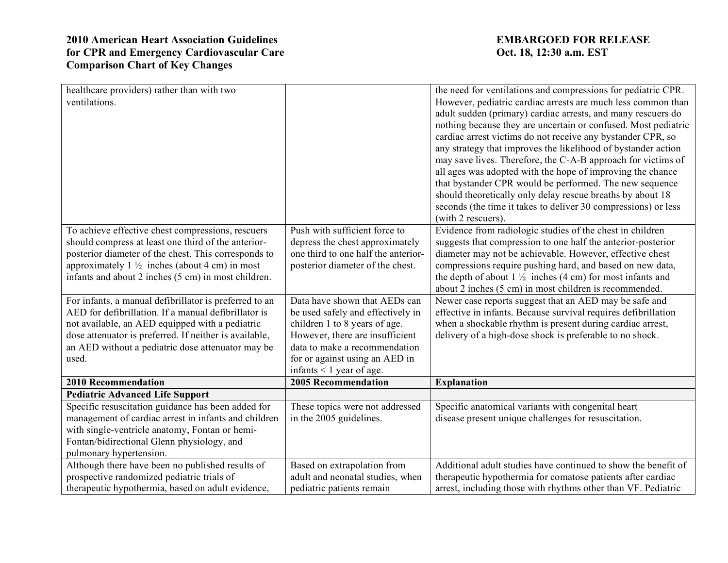| | | |
|---|---|---|
| healthcare providers) rather than with two ventilations. | | the need for ventilations and compressions for pediatric CPR. However, pediatric cardiac arrests are much less common than adult sudden (primary) cardiac arrests, and many rescuers do nothing because they are uncertain or confused. Most pediatric cardiac arrest victims do not receive any bystander CPR, so any strategy that improves the likelihood of bystander action may save lives. Therefore, the C-A-B approach for victims of all ages was adopted with the hope of improving the chance that bystander CPR would be performed. The new sequence should theoretically only delay rescue breaths by about 18 seconds (the time it takes to deliver 30 compressions) or less (with 2 rescuers). |
| To achieve effective chest compressions, rescuers should compress at least one third of the anterior-posterior diameter of the chest. This corresponds to approximately 1 ½ inches (about 4 cm) in most infants and about 2 inches (5 cm) in most children. | Push with sufficient force to depress the chest approximately one third to one half the anterior-posterior diameter of the chest. | Evidence from radiologic studies of the chest in children suggests that compression to one half the anterior-posterior diameter may not be achievable. However, effective chest compressions require pushing hard, and based on new data, the depth of about 1 ½ inches (4 cm) for most infants and about 2 inches (5 cm) in most children is recommended. |
| For infants, a manual defibrillator is preferred to an AED for defibrillation. If a manual defibrillator is not available, an AED equipped with a pediatric dose attenuator is preferred. If neither is available, an AED without a pediatric dose attenuator may be used. | Data have shown that AEDs can be used safely and effectively in children 1 to 8 years of age. However, there are insufficient data to make a recommendation for or against using an AED in infants < 1 year of age. | Newer case reports suggest that an AED may be safe and effective in infants. Because survival requires defibrillation when a shockable rhythm is present during cardiac arrest, delivery of a high-dose shock is preferable to no shock. |
| **2010 Recommendation** | **2005 Recommendation** | **Explanation** |
| **Pediatric Advanced Life Support** | | |
| Specific resuscitation guidance has been added for management of cardiac arrest in infants and children with single-ventricle anatomy, Fontan or hemi-Fontan/bidirectional Glenn physiology, and pulmonary hypertension. | These topics were not addressed in the 2005 guidelines. | Specific anatomical variants with congenital heart disease present unique challenges for resuscitation. |
| Although there have been no published results of prospective randomized pediatric trials of therapeutic hypothermia, based on adult evidence, | Based on extrapolation from adult and neonatal studies, when pediatric patients remain | Additional adult studies have continued to show the benefit of therapeutic hypothermia for comatose patients after cardiac arrest, including those with rhythms other than VF. Pediatric |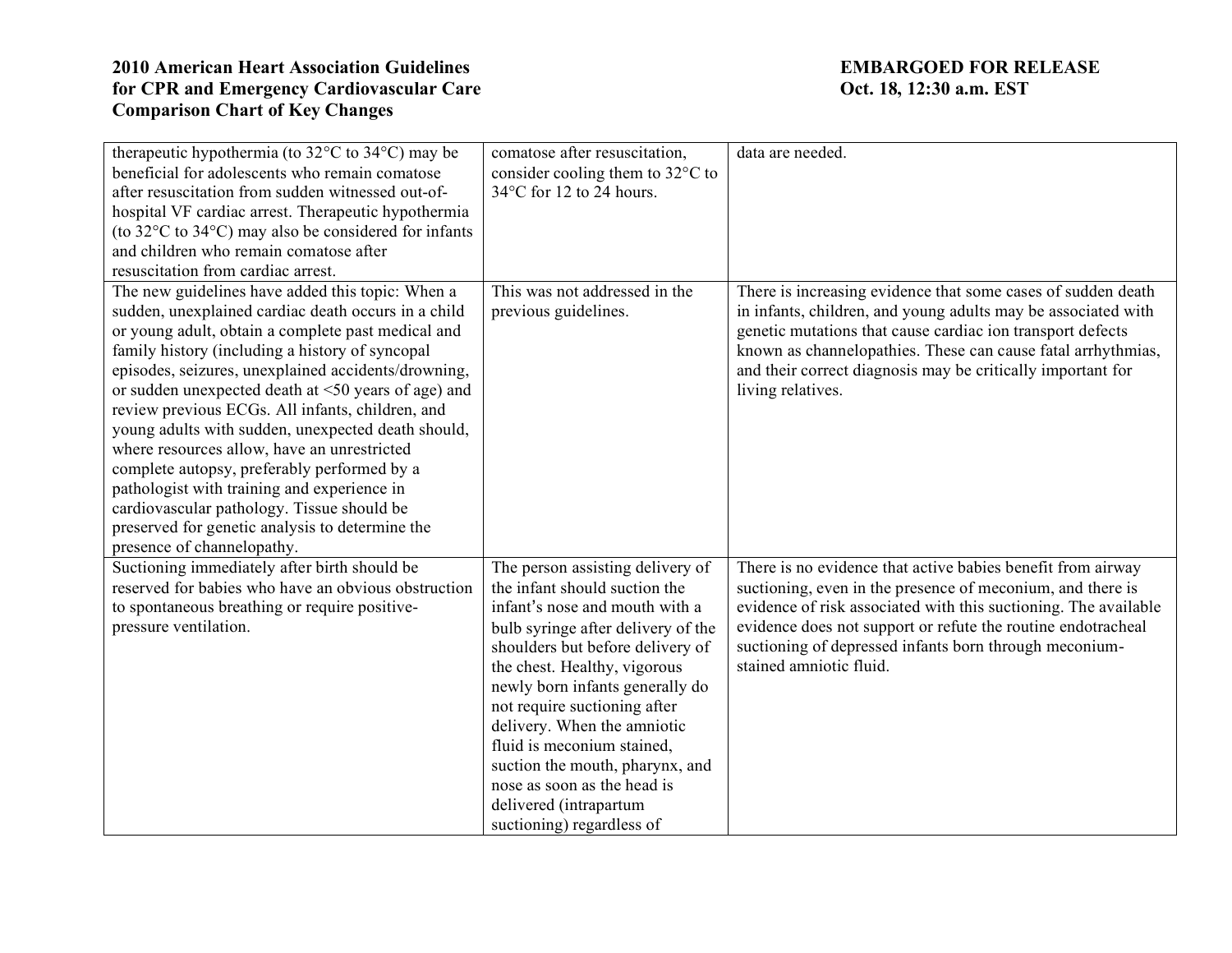| | | |
|---|---|---|
| therapeutic hypothermia (to 32°C to 34°C) may be beneficial for adolescents who remain comatose after resuscitation from sudden witnessed out-of-hospital VF cardiac arrest. Therapeutic hypothermia (to 32°C to 34°C) may also be considered for infants and children who remain comatose after resuscitation from cardiac arrest. | comatose after resuscitation, consider cooling them to 32°C to 34°C for 12 to 24 hours. | data are needed. |
| The new guidelines have added this topic: When a sudden, unexplained cardiac death occurs in a child or young adult, obtain a complete past medical and family history (including a history of syncopal episodes, seizures, unexplained accidents/drowning, or sudden unexpected death at <50 years of age) and review previous ECGs. All infants, children, and young adults with sudden, unexpected death should, where resources allow, have an unrestricted complete autopsy, preferably performed by a pathologist with training and experience in cardiovascular pathology. Tissue should be preserved for genetic analysis to determine the presence of channelopathy. | This was not addressed in the previous guidelines. | There is increasing evidence that some cases of sudden death in infants, children, and young adults may be associated with genetic mutations that cause cardiac ion transport defects known as channelopathies. These can cause fatal arrhythmias, and their correct diagnosis may be critically important for living relatives. |
| Suctioning immediately after birth should be reserved for babies who have an obvious obstruction to spontaneous breathing or require positive-pressure ventilation. | The person assisting delivery of the infant should suction the infant's nose and mouth with a bulb syringe after delivery of the shoulders but before delivery of the chest. Healthy, vigorous newly born infants generally do not require suctioning after delivery. When the amniotic fluid is meconium stained, suction the mouth, pharynx, and nose as soon as the head is delivered (intrapartum suctioning) regardless of | There is no evidence that active babies benefit from airway suctioning, even in the presence of meconium, and there is evidence of risk associated with this suctioning. The available evidence does not support or refute the routine endotracheal suctioning of depressed infants born through meconium-stained amniotic fluid. |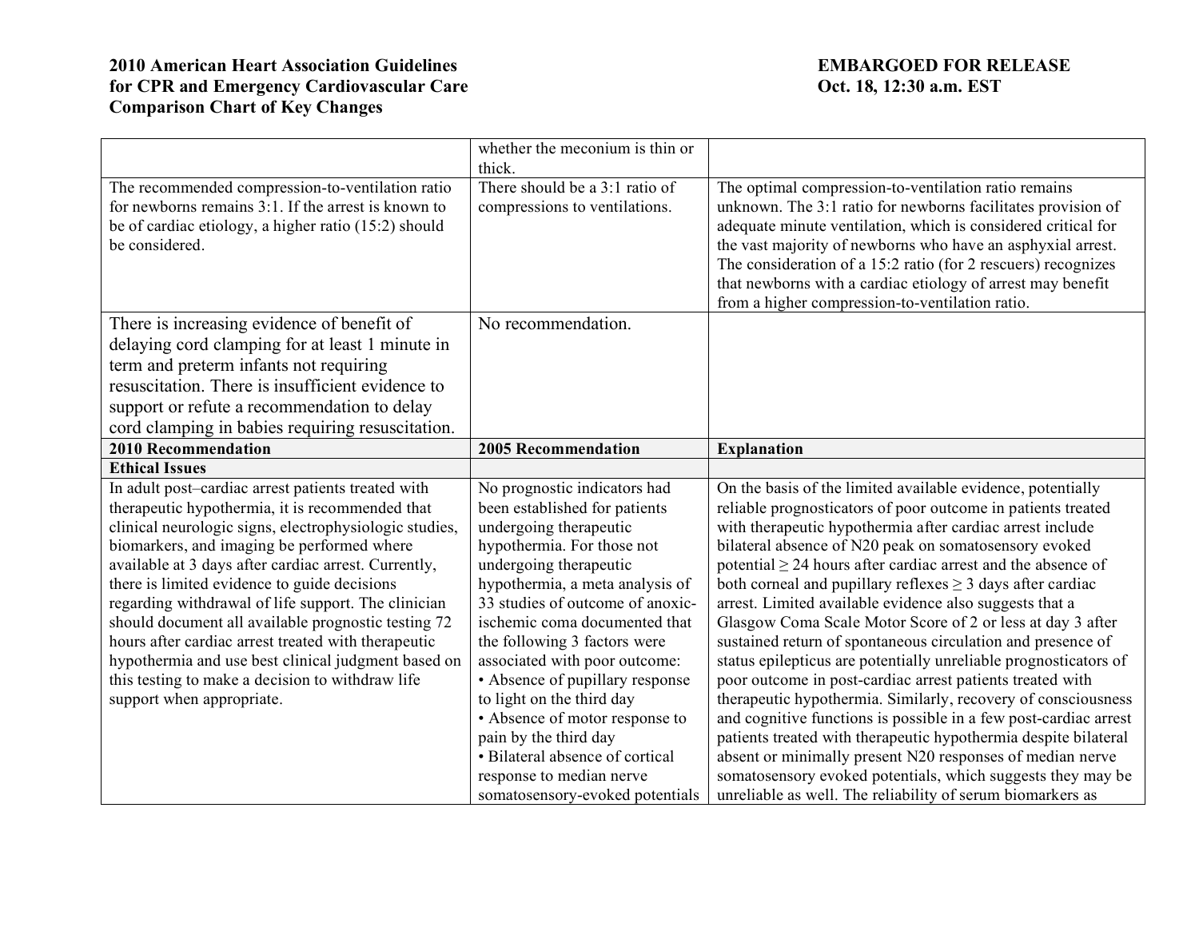| | | |
|---|---|---|
| | whether the meconium is thin or thick. | |
| The recommended compression-to-ventilation ratio for newborns remains 3:1. If the arrest is known to be of cardiac etiology, a higher ratio (15:2) should be considered. | There should be a 3:1 ratio of compressions to ventilations. | The optimal compression-to-ventilation ratio remains unknown. The 3:1 ratio for newborns facilitates provision of adequate minute ventilation, which is considered critical for the vast majority of newborns who have an asphyxial arrest. The consideration of a 15:2 ratio (for 2 rescuers) recognizes that newborns with a cardiac etiology of arrest may benefit from a higher compression-to-ventilation ratio. |
| There is increasing evidence of benefit of delaying cord clamping for at least 1 minute in term and preterm infants not requiring resuscitation. There is insufficient evidence to support or refute a recommendation to delay cord clamping in babies requiring resuscitation. | No recommendation. | |
| **2010 Recommendation** | **2005 Recommendation** | **Explanation** |
| **Ethical Issues** | | |
| In adult post–cardiac arrest patients treated with therapeutic hypothermia, it is recommended that clinical neurologic signs, electrophysiologic studies, biomarkers, and imaging be performed where available at 3 days after cardiac arrest. Currently, there is limited evidence to guide decisions regarding withdrawal of life support. The clinician should document all available prognostic testing 72 hours after cardiac arrest treated with therapeutic hypothermia and use best clinical judgment based on this testing to make a decision to withdraw life support when appropriate. | No prognostic indicators had been established for patients undergoing therapeutic hypothermia. For those not undergoing therapeutic hypothermia, a meta analysis of 33 studies of outcome of anoxic-ischemic coma documented that the following 3 factors were associated with poor outcome: • Absence of pupillary response to light on the third day • Absence of motor response to pain by the third day • Bilateral absence of cortical response to median nerve somatosensory-evoked potentials | On the basis of the limited available evidence, potentially reliable prognosticators of poor outcome in patients treated with therapeutic hypothermia after cardiac arrest include bilateral absence of N20 peak on somatosensory evoked potential ≥ 24 hours after cardiac arrest and the absence of both corneal and pupillary reflexes ≥ 3 days after cardiac arrest. Limited available evidence also suggests that a Glasgow Coma Scale Motor Score of 2 or less at day 3 after sustained return of spontaneous circulation and presence of status epilepticus are potentially unreliable prognosticators of poor outcome in post-cardiac arrest patients treated with therapeutic hypothermia. Similarly, recovery of consciousness and cognitive functions is possible in a few post-cardiac arrest patients treated with therapeutic hypothermia despite bilateral absent or minimally present N20 responses of median nerve somatosensory evoked potentials, which suggests they may be unreliable as well. The reliability of serum biomarkers as |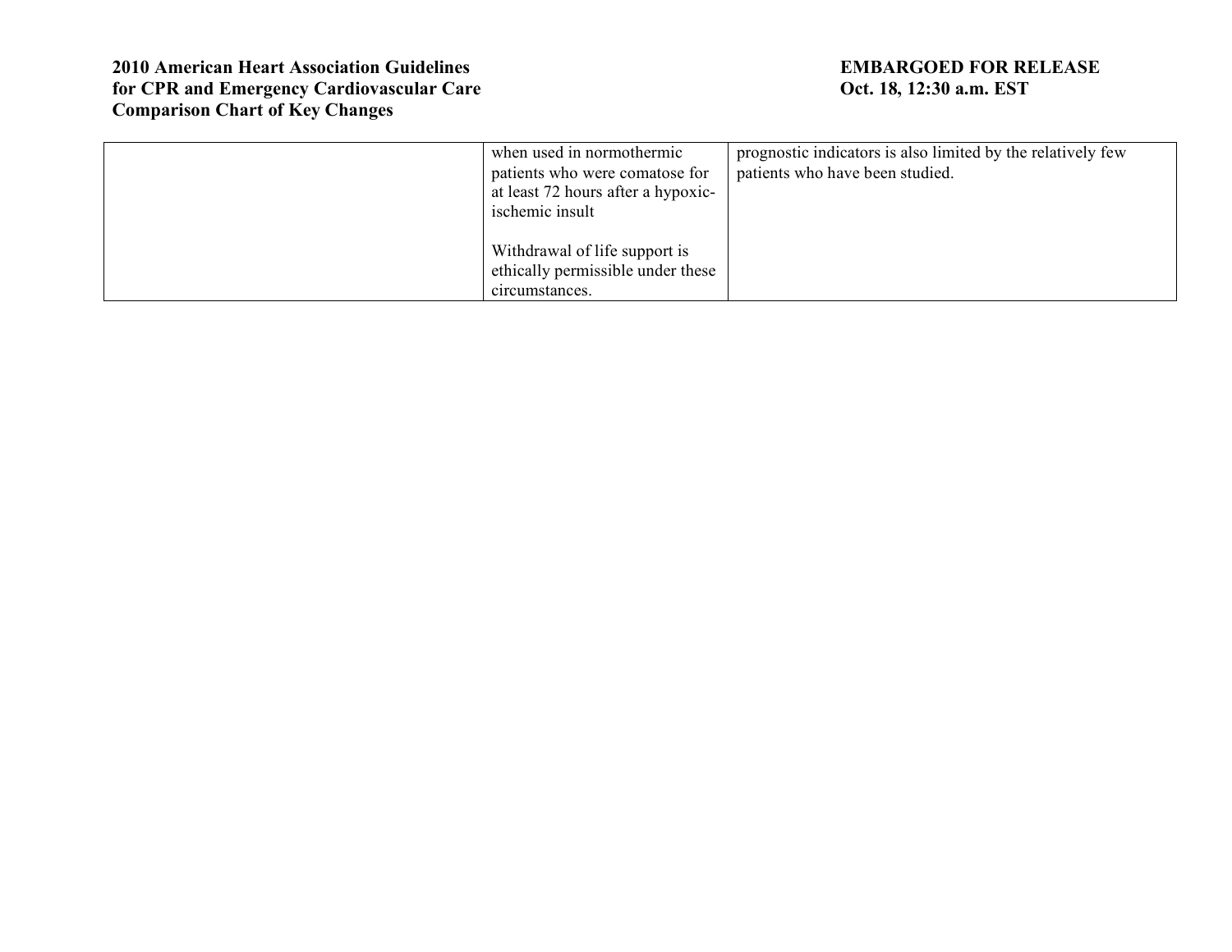| | | |
|---|---|---|
| | when used in normothermic patients who were comatose for at least 72 hours after a hypoxic-ischemic insult<br><br>Withdrawal of life support is ethically permissible under these circumstances. | prognostic indicators is also limited by the relatively few patients who have been studied. |